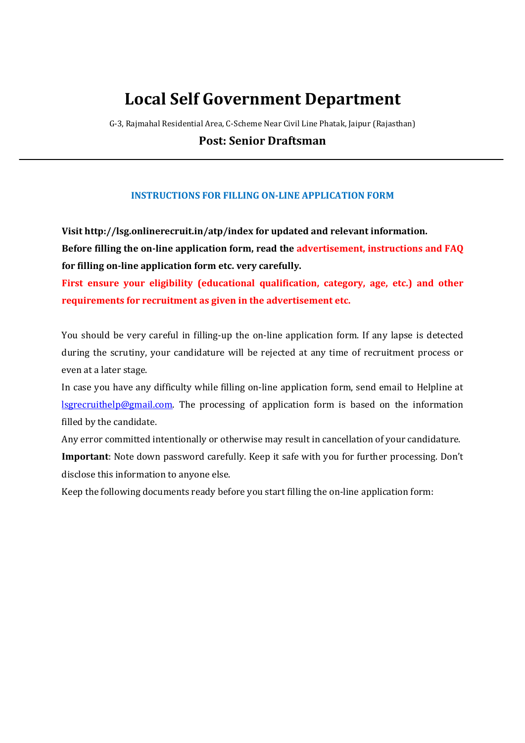# Local Self Government Department

G-3, Rajmahal Residential Area, C-Scheme Near Civil Line Phatak, Jaipur (Rajasthan)

## Post: Senior Draftsman

---

### INSTRUCTIONS FOR FILLING ON-LINE APPLICATION FORM

**Visit http://lsg.onlinerecruit.in/atp/index for updated and relevant information.**
**Before filling the on-line application form, read the advertisement, instructions and FAQ for filling on-line application form etc. very carefully.**
**First ensure your eligibility (educational qualification, category, age, etc.) and other requirements for recruitment as given in the advertisement etc.**

You should be very careful in filling-up the on-line application form. If any lapse is detected during the scrutiny, your candidature will be rejected at any time of recruitment process or even at a later stage.

In case you have any difficulty while filling on-line application form, send email to Helpline at lsgrecruithelp@gmail.com. The processing of application form is based on the information filled by the candidate.

Any error committed intentionally or otherwise may result in cancellation of your candidature.

**Important**: Note down password carefully. Keep it safe with you for further processing. Don't disclose this information to anyone else.

Keep the following documents ready before you start filling the on-line application form: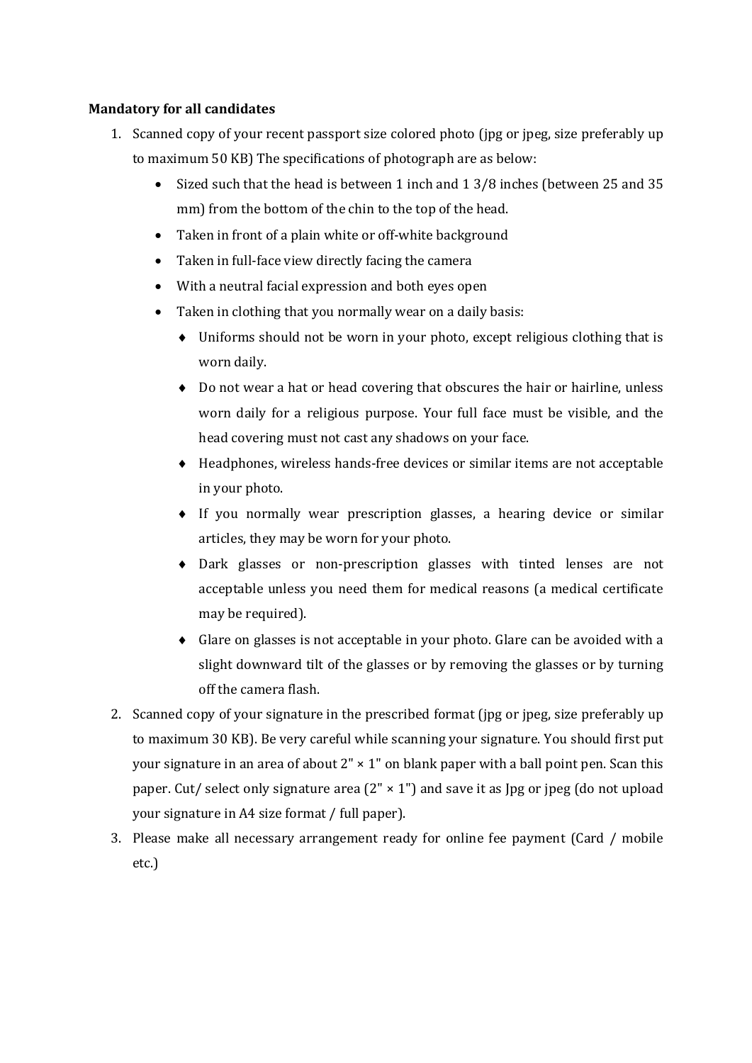**Mandatory for all candidates**

1. Scanned copy of your recent passport size colored photo (jpg or jpeg, size preferably up to maximum 50 KB) The specifications of photograph are as below:
   - Sized such that the head is between 1 inch and 1 3/8 inches (between 25 and 35 mm) from the bottom of the chin to the top of the head.
   - Taken in front of a plain white or off-white background
   - Taken in full-face view directly facing the camera
   - With a neutral facial expression and both eyes open
   - Taken in clothing that you normally wear on a daily basis:
     - Uniforms should not be worn in your photo, except religious clothing that is worn daily.
     - Do not wear a hat or head covering that obscures the hair or hairline, unless worn daily for a religious purpose. Your full face must be visible, and the head covering must not cast any shadows on your face.
     - Headphones, wireless hands-free devices or similar items are not acceptable in your photo.
     - If you normally wear prescription glasses, a hearing device or similar articles, they may be worn for your photo.
     - Dark glasses or non-prescription glasses with tinted lenses are not acceptable unless you need them for medical reasons (a medical certificate may be required).
     - Glare on glasses is not acceptable in your photo. Glare can be avoided with a slight downward tilt of the glasses or by removing the glasses or by turning off the camera flash.
2. Scanned copy of your signature in the prescribed format (jpg or jpeg, size preferably up to maximum 30 KB). Be very careful while scanning your signature. You should first put your signature in an area of about 2" × 1" on blank paper with a ball point pen. Scan this paper. Cut/ select only signature area (2" × 1") and save it as Jpg or jpeg (do not upload your signature in A4 size format / full paper).
3. Please make all necessary arrangement ready for online fee payment (Card / mobile etc.)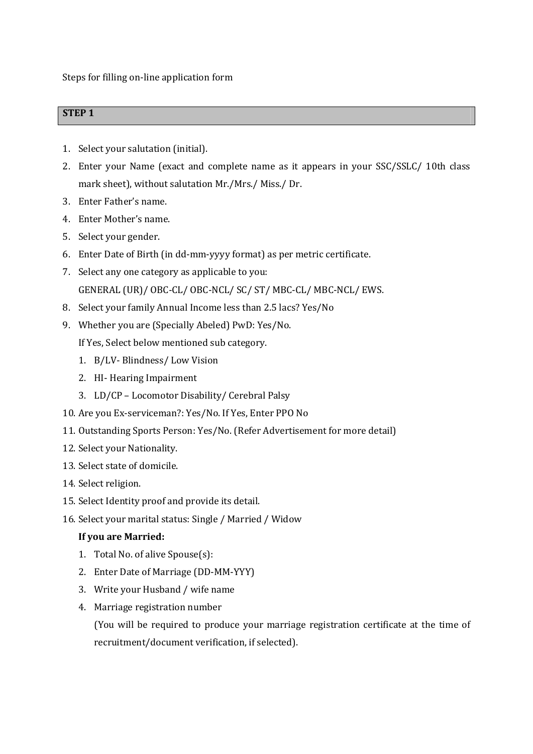Steps for filling on-line application form

## STEP 1

1. Select your salutation (initial).
2. Enter your Name (exact and complete name as it appears in your SSC/SSLC/ 10th class mark sheet), without salutation Mr./Mrs./ Miss./ Dr.
3. Enter Father's name.
4. Enter Mother's name.
5. Select your gender.
6. Enter Date of Birth (in dd-mm-yyyy format) as per metric certificate.
7. Select any one category as applicable to you:
   GENERAL (UR)/ OBC-CL/ OBC-NCL/ SC/ ST/ MBC-CL/ MBC-NCL/ EWS.
8. Select your family Annual Income less than 2.5 lacs? Yes/No
9. Whether you are (Specially Abeled) PwD: Yes/No.
   If Yes, Select below mentioned sub category.
   1. B/LV- Blindness/ Low Vision
   2. HI- Hearing Impairment
   3. LD/CP – Locomotor Disability/ Cerebral Palsy
10. Are you Ex-serviceman?: Yes/No. If Yes, Enter PPO No
11. Outstanding Sports Person: Yes/No. (Refer Advertisement for more detail)
12. Select your Nationality.
13. Select state of domicile.
14. Select religion.
15. Select Identity proof and provide its detail.
16. Select your marital status: Single / Married / Widow

    **If you are Married:**

    1. Total No. of alive Spouse(s):
    2. Enter Date of Marriage (DD-MM-YYY)
    3. Write your Husband / wife name
    4. Marriage registration number
       (You will be required to produce your marriage registration certificate at the time of recruitment/document verification, if selected).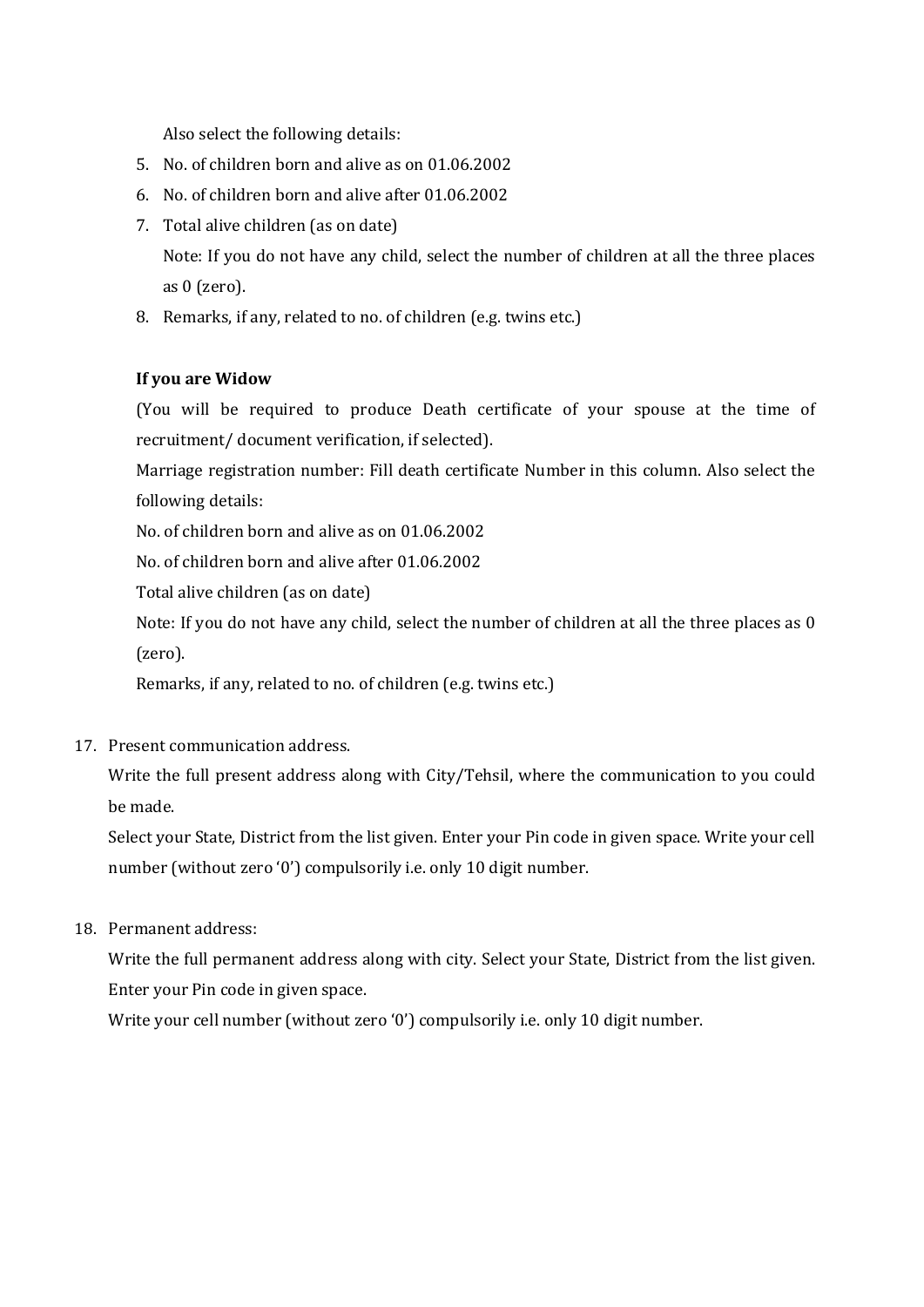Also select the following details:

5. No. of children born and alive as on 01.06.2002
6. No. of children born and alive after 01.06.2002
7. Total alive children (as on date)

   Note: If you do not have any child, select the number of children at all the three places as 0 (zero).
8. Remarks, if any, related to no. of children (e.g. twins etc.)

**If you are Widow**

(You will be required to produce Death certificate of your spouse at the time of recruitment/ document verification, if selected).

Marriage registration number: Fill death certificate Number in this column. Also select the following details:

No. of children born and alive as on 01.06.2002

No. of children born and alive after 01.06.2002

Total alive children (as on date)

Note: If you do not have any child, select the number of children at all the three places as 0 (zero).

Remarks, if any, related to no. of children (e.g. twins etc.)

17. Present communication address.

    Write the full present address along with City/Tehsil, where the communication to you could be made.

    Select your State, District from the list given. Enter your Pin code in given space. Write your cell number (without zero '0') compulsorily i.e. only 10 digit number.

18. Permanent address:

    Write the full permanent address along with city. Select your State, District from the list given. Enter your Pin code in given space.

    Write your cell number (without zero '0') compulsorily i.e. only 10 digit number.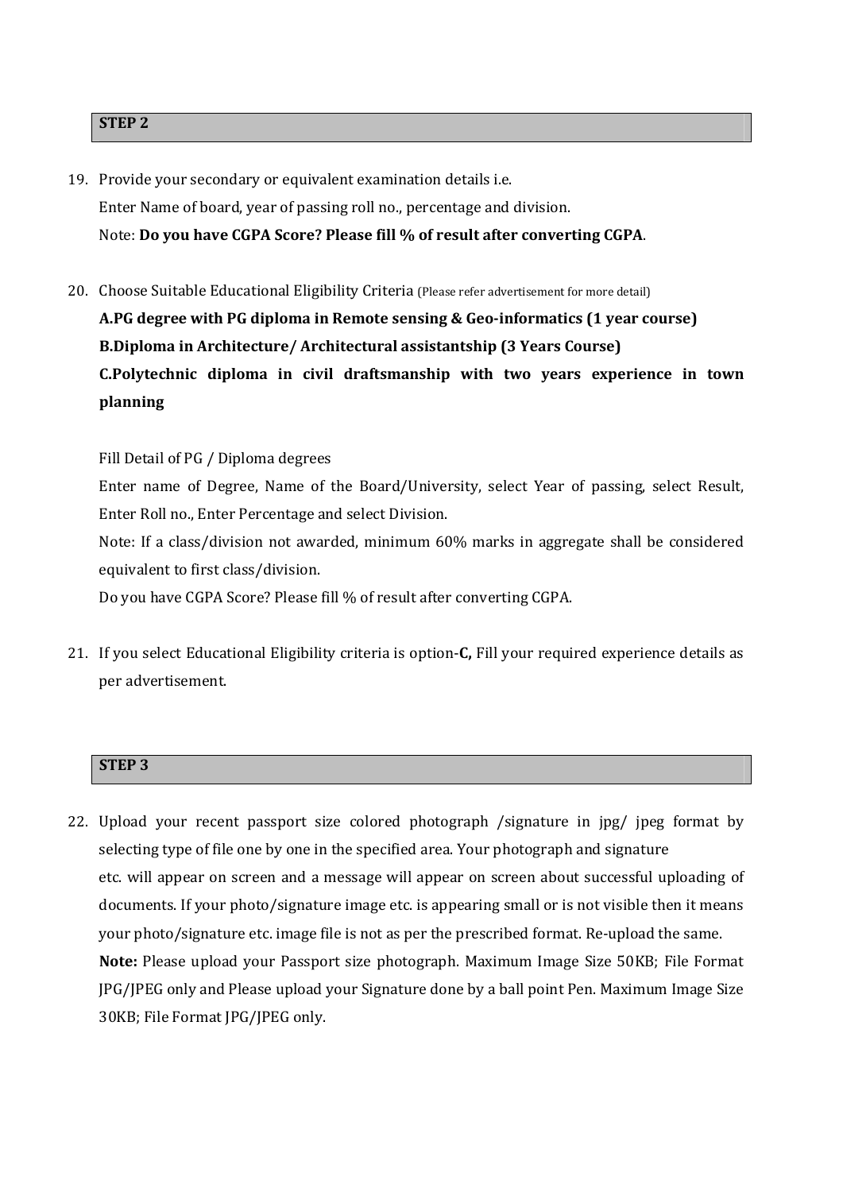## STEP 2

19. Provide your secondary or equivalent examination details i.e.
    Enter Name of board, year of passing roll no., percentage and division.
    Note: **Do you have CGPA Score? Please fill % of result after converting CGPA**.

20. Choose Suitable Educational Eligibility Criteria (Please refer advertisement for more detail)
    **A.PG degree with PG diploma in Remote sensing & Geo-informatics (1 year course)**
    **B.Diploma in Architecture/ Architectural assistantship (3 Years Course)**
    **C.Polytechnic diploma in civil draftsmanship with two years experience in town planning**

    Fill Detail of PG / Diploma degrees
    Enter name of Degree, Name of the Board/University, select Year of passing, select Result, Enter Roll no., Enter Percentage and select Division.
    Note: If a class/division not awarded, minimum 60% marks in aggregate shall be considered equivalent to first class/division.
    Do you have CGPA Score? Please fill % of result after converting CGPA.

21. If you select Educational Eligibility criteria is option-**C,** Fill your required experience details as per advertisement.

## STEP 3

22. Upload your recent passport size colored photograph /signature in jpg/ jpeg format by selecting type of file one by one in the specified area. Your photograph and signature etc. will appear on screen and a message will appear on screen about successful uploading of documents. If your photo/signature image etc. is appearing small or is not visible then it means your photo/signature etc. image file is not as per the prescribed format. Re-upload the same.
    **Note:** Please upload your Passport size photograph. Maximum Image Size 50KB; File Format JPG/JPEG only and Please upload your Signature done by a ball point Pen. Maximum Image Size 30KB; File Format JPG/JPEG only.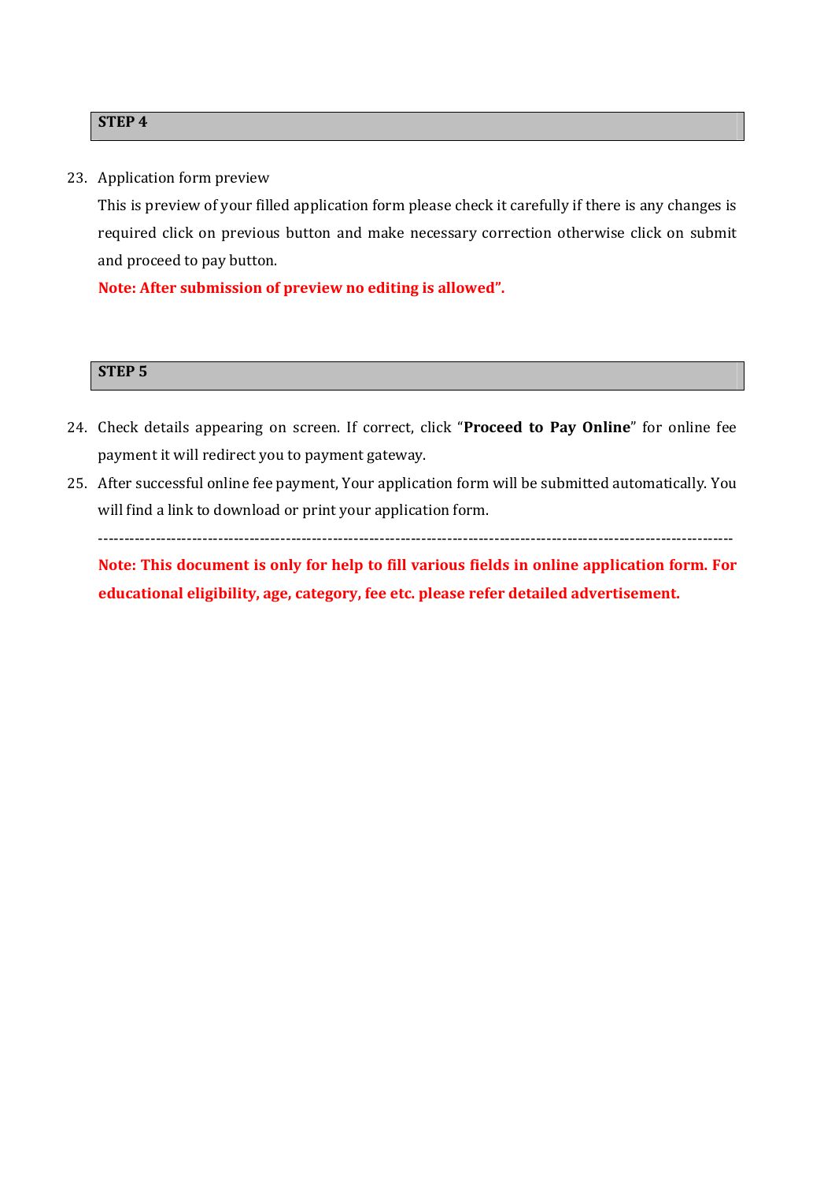**STEP 4**

23. Application form preview

    This is preview of your filled application form please check it carefully if there is any changes is required click on previous button and make necessary correction otherwise click on submit and proceed to pay button.

    **Note: After submission of preview no editing is allowed".**

**STEP 5**

24. Check details appearing on screen. If correct, click "**Proceed to Pay Online**" for online fee payment it will redirect you to payment gateway.
25. After successful online fee payment, Your application form will be submitted automatically. You will find a link to download or print your application form.

    ---

    **Note: This document is only for help to fill various fields in online application form. For educational eligibility, age, category, fee etc. please refer detailed advertisement.**